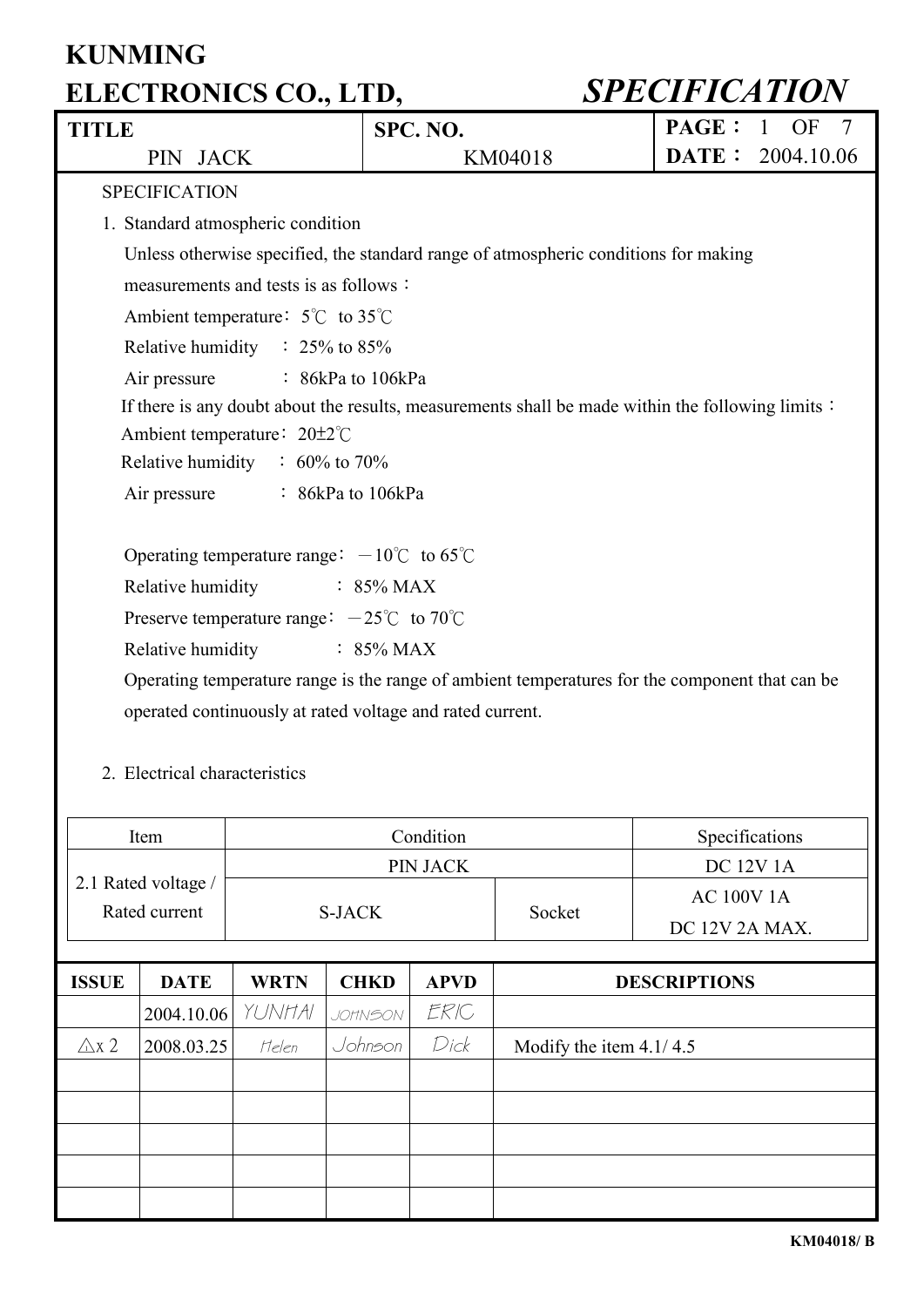# KUNMING ELECTRONICS CO., LTD,

## *SPECIFICATION*

| TITLE | SPC. NO. | PAGE： 1 OF 7 |
|---|---|---|
| PIN JACK | KM04018 | DATE： 2004.10.06 |

SPECIFICATION

1. Standard atmospheric condition

   Unless otherwise specified, the standard range of atmospheric conditions for making measurements and tests is as follows：

   Ambient temperature：5℃ to 35℃

   Relative humidity ：25% to 85%

   Air pressure ：86kPa to 106kPa

   If there is any doubt about the results, measurements shall be made within the following limits：

   Ambient temperature：20±2℃

   Relative humidity ：60% to 70%

   Air pressure ：86kPa to 106kPa

   Operating temperature range：－10℃ to 65℃

   Relative humidity ：85% MAX

   Preserve temperature range：－25℃ to 70℃

   Relative humidity ：85% MAX

   Operating temperature range is the range of ambient temperatures for the component that can be operated continuously at rated voltage and rated current.

2. Electrical characteristics

| Item | Condition | | Specifications |
|---|---|---|---|
| 2.1 Rated voltage / Rated current | PIN JACK | | DC 12V 1A |
| | S-JACK | Socket | AC 100V 1A<br>DC 12V 2A MAX. |

| ISSUE | DATE | WRTN | CHKD | APVD | DESCRIPTIONS |
|---|---|---|---|---|---|
| | 2004.10.06 | YUNHAI | JOHNSON | ERIC | |
| △x 2 | 2008.03.25 | Helen | Johnson | Dick | Modify the item 4.1/ 4.5 |
| | | | | | |
| | | | | | |
| | | | | | |
| | | | | | |
| | | | | | |

KM04018/ B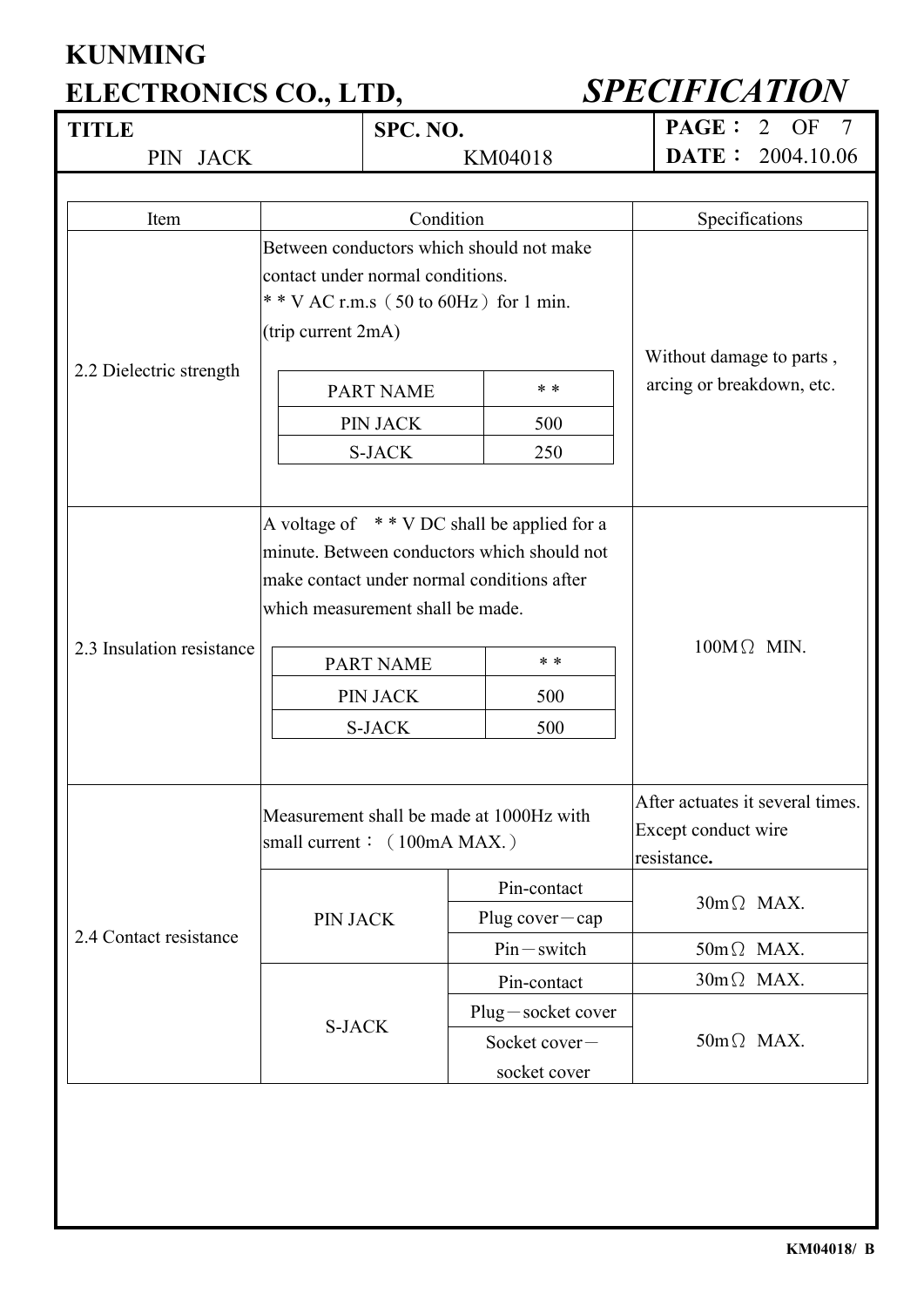| Item | Condition | | Specifications |
|---|---|---|---|
| 2.2 Dielectric strength | Between conductors which should not make contact under normal conditions.<br>* * V AC r.m.s（50 to 60Hz）for 1 min.<br>(trip current 2mA)<br><br>PART NAME: * *<br>PIN JACK: 500<br>S-JACK: 250 | | Without damage to parts , arcing or breakdown, etc. |
| 2.3 Insulation resistance | A voltage of * * V DC shall be applied for a minute. Between conductors which should not make contact under normal conditions after which measurement shall be made.<br><br>PART NAME: * *<br>PIN JACK: 500<br>S-JACK: 500 | | 100MΩ MIN. |
| 2.4 Contact resistance | Measurement shall be made at 1000Hz with small current：（100mA MAX.） | | After actuates it several times. Except conduct wire resistance. |
| | PIN JACK | Pin-contact | 30mΩ MAX. |
| | | Plug cover－cap | 30mΩ MAX. |
| | | Pin－switch | 50mΩ MAX. |
| | S-JACK | Pin-contact | 30mΩ MAX. |
| | | Plug－socket cover | 50mΩ MAX. |
| | | Socket cover－socket cover | 50mΩ MAX. |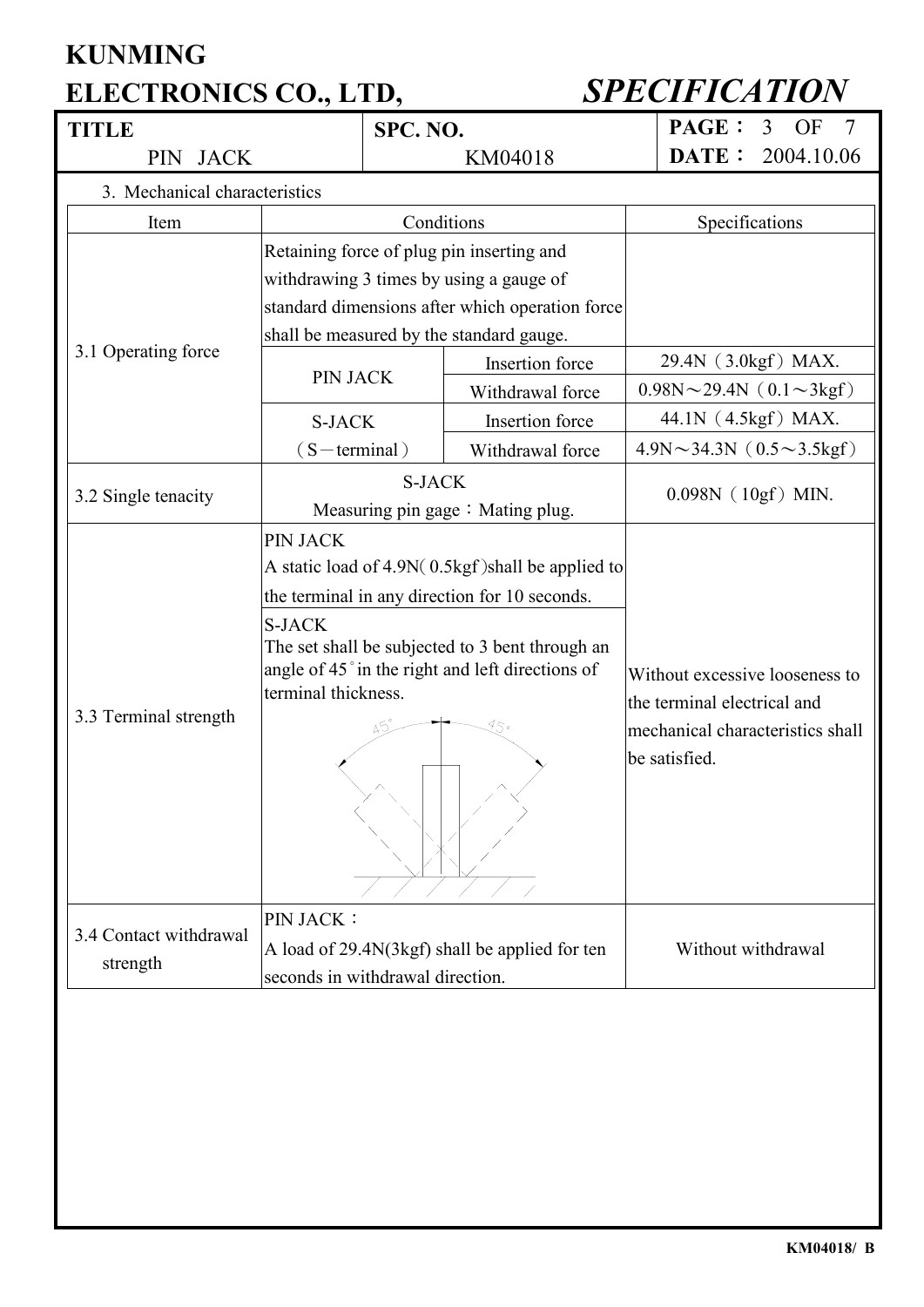**KUNMING ELECTRONICS CO., LTD,** ***SPECIFICATION***

| TITLE | SPC. NO. | PAGE： 3 OF 7 |
|---|---|---|
| PIN JACK | KM04018 | DATE： 2004.10.06 |

3. Mechanical characteristics

| Item | Conditions | | Specifications |
|---|---|---|---|
| 3.1 Operating force | Retaining force of plug pin inserting and withdrawing 3 times by using a gauge of standard dimensions after which operation force shall be measured by the standard gauge. | | |
| | PIN JACK | Insertion force | 29.4N（3.0kgf）MAX. |
| | | Withdrawal force | 0.98N～29.4N（0.1～3kgf） |
| | S-JACK（S－terminal） | Insertion force | 44.1N（4.5kgf）MAX. |
| | | Withdrawal force | 4.9N～34.3N（0.5～3.5kgf） |
| 3.2 Single tenacity | S-JACK Measuring pin gage：Mating plug. | | 0.098N（10gf）MIN. |
| 3.3 Terminal strength | PIN JACK A static load of 4.9N(0.5kgf)shall be applied to the terminal in any direction for 10 seconds. | | Without excessive looseness to the terminal electrical and mechanical characteristics shall be satisfied. |
| | S-JACK The set shall be subjected to 3 bent through an angle of 45°in the right and left directions of terminal thickness. (45° 45°) | | |
| 3.4 Contact withdrawal strength | PIN JACK： A load of 29.4N(3kgf) shall be applied for ten seconds in withdrawal direction. | | Without withdrawal |

KM04018/ B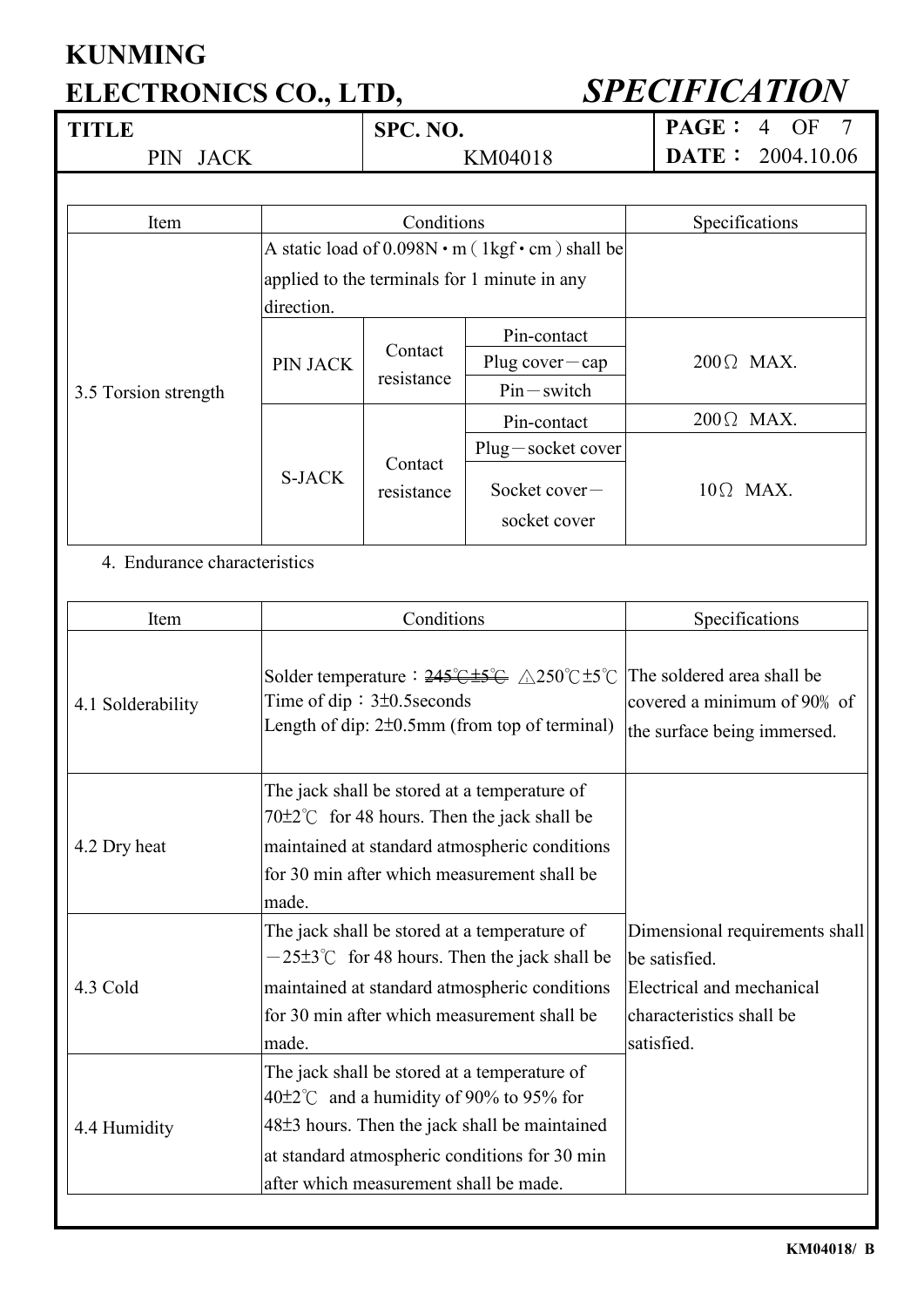| Item | Conditions | | | Specifications |
|---|---|---|---|---|
| 3.5 Torsion strength | A static load of 0.098N・m ( 1kgf・cm ) shall be applied to the terminals for 1 minute in any direction. | | | |
| | PIN JACK | Contact resistance | Pin-contact | 200Ω MAX. |
| | | | Plug cover－cap | |
| | | | Pin－switch | |
| | S-JACK | Contact resistance | Pin-contact | 200Ω MAX. |
| | | | Plug－socket cover | 10Ω MAX. |
| | | | Socket cover－socket cover | |

4. Endurance characteristics

| Item | Conditions | Specifications |
|---|---|---|
| 4.1 Solderability | Solder temperature：~~245℃±5℃~~ △250℃±5℃<br>Time of dip：3±0.5seconds<br>Length of dip: 2±0.5mm (from top of terminal) | The soldered area shall be covered a minimum of 90% of the surface being immersed. |
| 4.2 Dry heat | The jack shall be stored at a temperature of 70±2℃ for 48 hours. Then the jack shall be maintained at standard atmospheric conditions for 30 min after which measurement shall be made. | Dimensional requirements shall be satisfied.<br>Electrical and mechanical characteristics shall be satisfied. |
| 4.3 Cold | The jack shall be stored at a temperature of －25±3℃ for 48 hours. Then the jack shall be maintained at standard atmospheric conditions for 30 min after which measurement shall be made. | |
| 4.4 Humidity | The jack shall be stored at a temperature of 40±2℃ and a humidity of 90% to 95% for 48±3 hours. Then the jack shall be maintained at standard atmospheric conditions for 30 min after which measurement shall be made. | |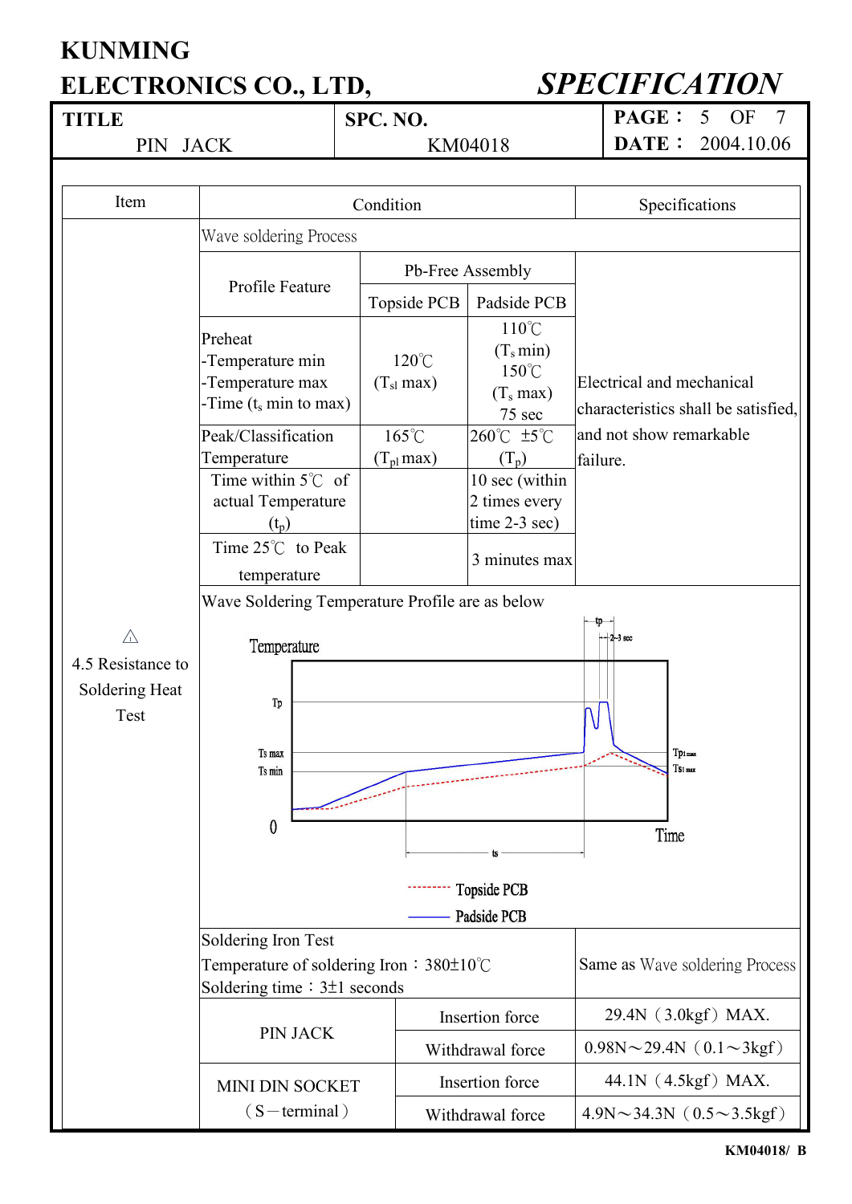# KUNMING ELECTRONICS CO., LTD,

## SPECIFICATION

| TITLE | SPC. NO. | PAGE： 5 OF 7 |
|---|---|---|
| PIN JACK | KM04018 | DATE： 2004.10.06 |

| Item | Condition | | | Specifications |
|---|---|---|---|---|
| ⚠ 4.5 Resistance to Soldering Heat Test | Wave soldering Process | | | |
| | Profile Feature | Pb-Free Assembly | | Electrical and mechanical characteristics shall be satisfied, and not show remarkable failure. |
| | | Topside PCB | Padside PCB | |
| | Preheat<br>-Temperature min<br>-Temperature max<br>-Time ($t_s$ min to max) | 120℃<br>($T_{sl}$ max) | 110℃<br>($T_s$ min)<br>150℃<br>($T_s$ max)<br>75 sec | |
| | Peak/Classification Temperature | 165℃<br>($T_{pl}$ max) | 260℃ ±5℃<br>($T_p$) | |
| | Time within 5℃ of actual Temperature ($t_p$) | | 10 sec (within 2 times every time 2-3 sec) | |
| | Time 25℃ to Peak temperature | | 3 minutes max | |
| | Wave Soldering Temperature Profile are as below | | | |
| | Soldering Iron Test<br>Temperature of soldering Iron：380±10℃<br>Soldering time：3±1 seconds | | | Same as Wave soldering Process |
| | PIN JACK | Insertion force | | 29.4N（3.0kgf）MAX. |
| | | Withdrawal force | | 0.98N～29.4N（0.1～3kgf） |
| | MINI DIN SOCKET（S－terminal） | Insertion force | | 44.1N（4.5kgf）MAX. |
| | | Withdrawal force | | 4.9N～34.3N（0.5～3.5kgf） |

Temperature profile chart: Temperature vs Time, with levels Tp, Ts max, Ts min, 0; markers tp, 2-3 sec, ts; right-side labels Tp1 max, Ts1 max.

Legend: -------- Topside PCB; ——— Padside PCB

KM04018/ B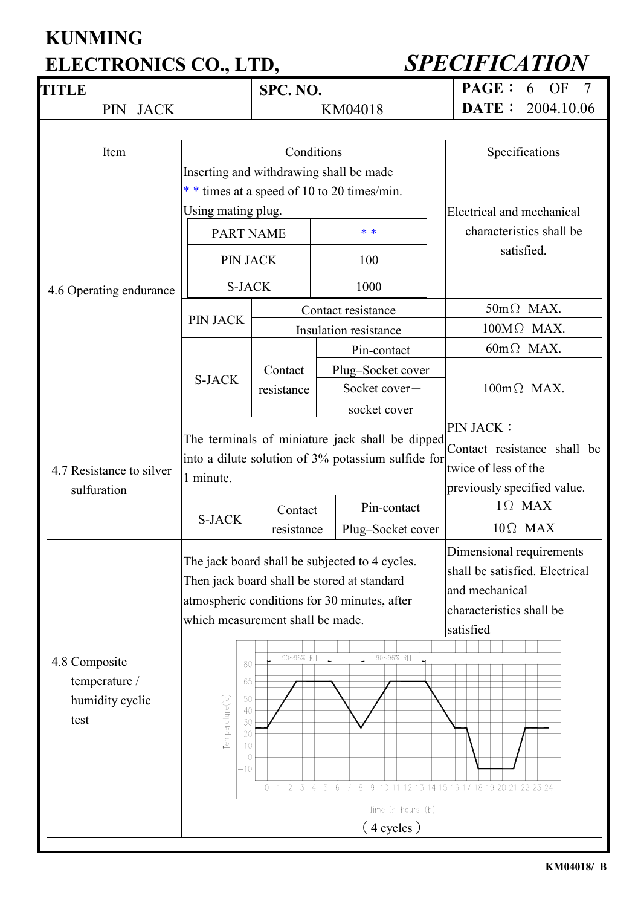# KUNMING ELECTRONICS CO., LTD, *SPECIFICATION*

| TITLE | SPC. NO. | PAGE： 6 OF 7 |
|---|---|---|
| PIN JACK | KM04018 | DATE： 2004.10.06 |

| Item | Conditions | | | Specifications |
|---|---|---|---|---|
| 4.6 Operating endurance | Inserting and withdrawing shall be made * * times at a speed of 10 to 20 times/min. Using mating plug. | | | Electrical and mechanical characteristics shall be satisfied. |
| | PART NAME | | * * | |
| | PIN JACK | | 100 | |
| | S-JACK | | 1000 | |
| | PIN JACK | Contact resistance | | 50mΩ MAX. |
| | | Insulation resistance | | 100MΩ MAX. |
| | S-JACK | Contact resistance | Pin-contact | 60mΩ MAX. |
| | | | Plug–Socket cover<br>Socket cover－socket cover | 100mΩ MAX. |
| 4.7 Resistance to silver sulfuration | The terminals of miniature jack shall be dipped into a dilute solution of 3% potassium sulfide for 1 minute. | | | PIN JACK：<br>Contact resistance shall be twice of less of the previously specified value. |
| | S-JACK | Contact resistance | Pin-contact | 1Ω MAX |
| | | | Plug–Socket cover | 10Ω MAX |
| 4.8 Composite temperature / humidity cyclic test | The jack board shall be subjected to 4 cycles. Then jack board shall be stored at standard atmospheric conditions for 30 minutes, after which measurement shall be made. | | | Dimensional requirements shall be satisfied. Electrical and mechanical characteristics shall be satisfied |

（4 cycles）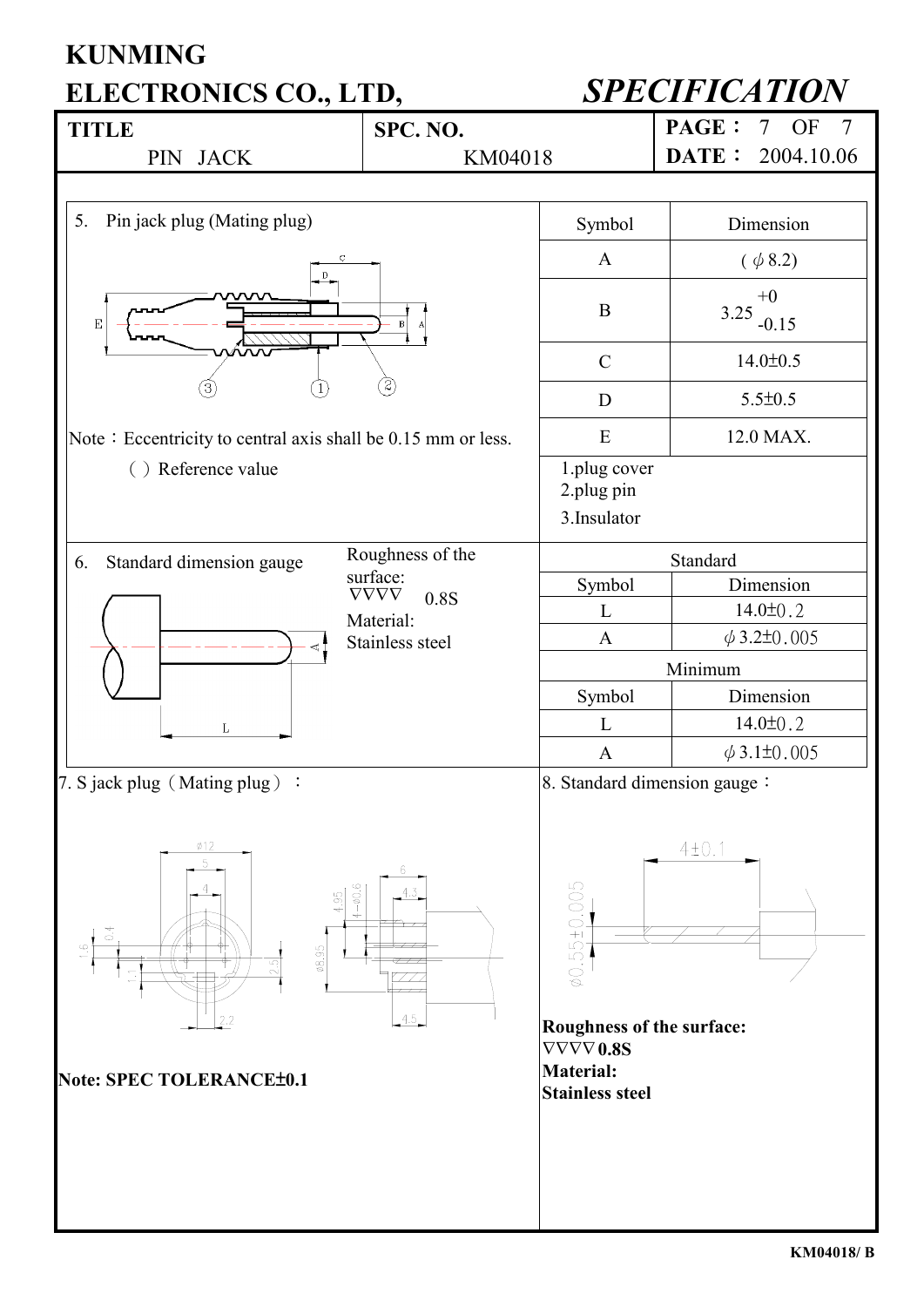# KUNMING ELECTRONICS CO., LTD,

## SPECIFICATION

| TITLE | SPC. NO. | PAGE： 7 OF 7 |
|---|---|---|
| PIN JACK | KM04018 | DATE： 2004.10.06 |

### 5. Pin jack plug (Mating plug)

Note：Eccentricity to central axis shall be 0.15 mm or less.

( ) Reference value

| Symbol | Dimension |
|---|---|
| A | ($\phi$8.2) |
| B | $3.25^{+0}_{-0.15}$ |
| C | 14.0±0.5 |
| D | 5.5±0.5 |
| E | 12.0 MAX. |

1.plug cover
2.plug pin
3.Insulator

### 6. Standard dimension gauge

Roughness of the surface: ∇∇∇∇ 0.8S

Material: Stainless steel

| Standard | |
|---|---|
| Symbol | Dimension |
| L | 14.0±0.2 |
| A | $\phi$3.2±0.005 |

| Minimum | |
|---|---|
| Symbol | Dimension |
| L | 14.0±0.2 |
| A | $\phi$3.1±0.005 |

### 7. S jack plug（Mating plug）：

**Note: SPEC TOLERANCE±0.1**

### 8. Standard dimension gauge：

**Roughness of the surface:**
**∇∇∇∇ 0.8S**
**Material:**
**Stainless steel**